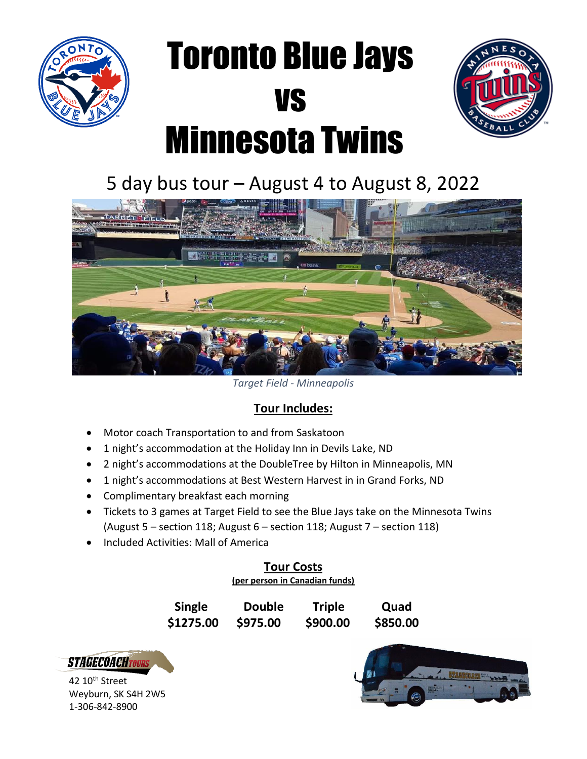# Toronto Blue Jays vs Minnesota Twins

## 5 day bus tour – August 4 to August 8, 2022

*Target Field - Minneapolis*

### Tour Includes:

- Motor coach Transportation to and from Saskatoon
- 1 night's accommodation at the Holiday Inn in Devils Lake, ND
- 2 night's accommodations at the DoubleTree by Hilton in Minneapolis, MN
- 1 night's accommodations at Best Western Harvest in in Grand Forks, ND
- Complimentary breakfast each morning
- Tickets to 3 games at Target Field to see the Blue Jays take on the Minnesota Twins (August 5 – section 118; August 6 – section 118; August 7 – section 118)
- Included Activities: Mall of America

### Tour Costs

**(per person in Canadian funds)**

| Single | Double | Triple | Quad |
|---|---|---|---|
| $1275.00 | $975.00 | $900.00 | $850.00 |

STAGECOACH TOURS

42 10th Street
Weyburn, SK S4H 2W5
1-306-842-8900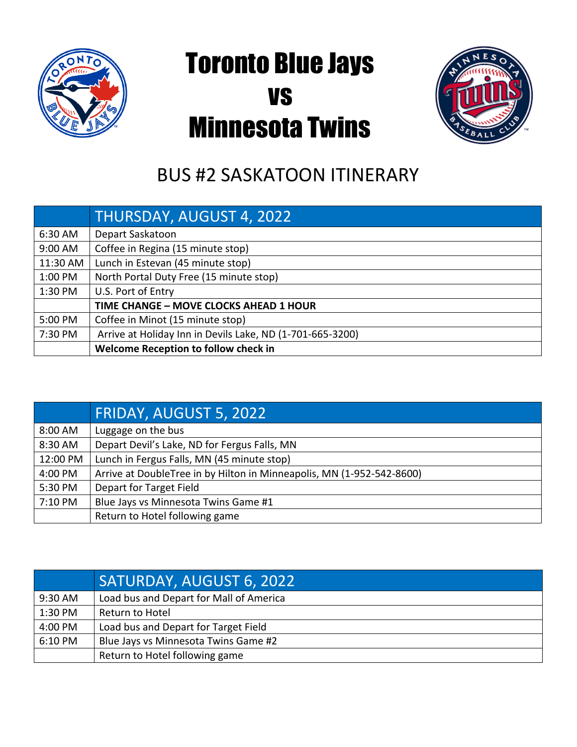# Toronto Blue Jays
# vs
# Minnesota Twins

## BUS #2 SASKATOON ITINERARY

| | THURSDAY, AUGUST 4, 2022 |
|---|---|
| 6:30 AM | Depart Saskatoon |
| 9:00 AM | Coffee in Regina (15 minute stop) |
| 11:30 AM | Lunch in Estevan (45 minute stop) |
| 1:00 PM | North Portal Duty Free (15 minute stop) |
| 1:30 PM | U.S. Port of Entry |
| | **TIME CHANGE – MOVE CLOCKS AHEAD 1 HOUR** |
| 5:00 PM | Coffee in Minot (15 minute stop) |
| 7:30 PM | Arrive at Holiday Inn in Devils Lake, ND (1-701-665-3200) |
| | **Welcome Reception to follow check in** |

| | FRIDAY, AUGUST 5, 2022 |
|---|---|
| 8:00 AM | Luggage on the bus |
| 8:30 AM | Depart Devil's Lake, ND for Fergus Falls, MN |
| 12:00 PM | Lunch in Fergus Falls, MN (45 minute stop) |
| 4:00 PM | Arrive at DoubleTree in by Hilton in Minneapolis, MN (1-952-542-8600) |
| 5:30 PM | Depart for Target Field |
| 7:10 PM | Blue Jays vs Minnesota Twins Game #1 |
| | Return to Hotel following game |

| | SATURDAY, AUGUST 6, 2022 |
|---|---|
| 9:30 AM | Load bus and Depart for Mall of America |
| 1:30 PM | Return to Hotel |
| 4:00 PM | Load bus and Depart for Target Field |
| 6:10 PM | Blue Jays vs Minnesota Twins Game #2 |
| | Return to Hotel following game |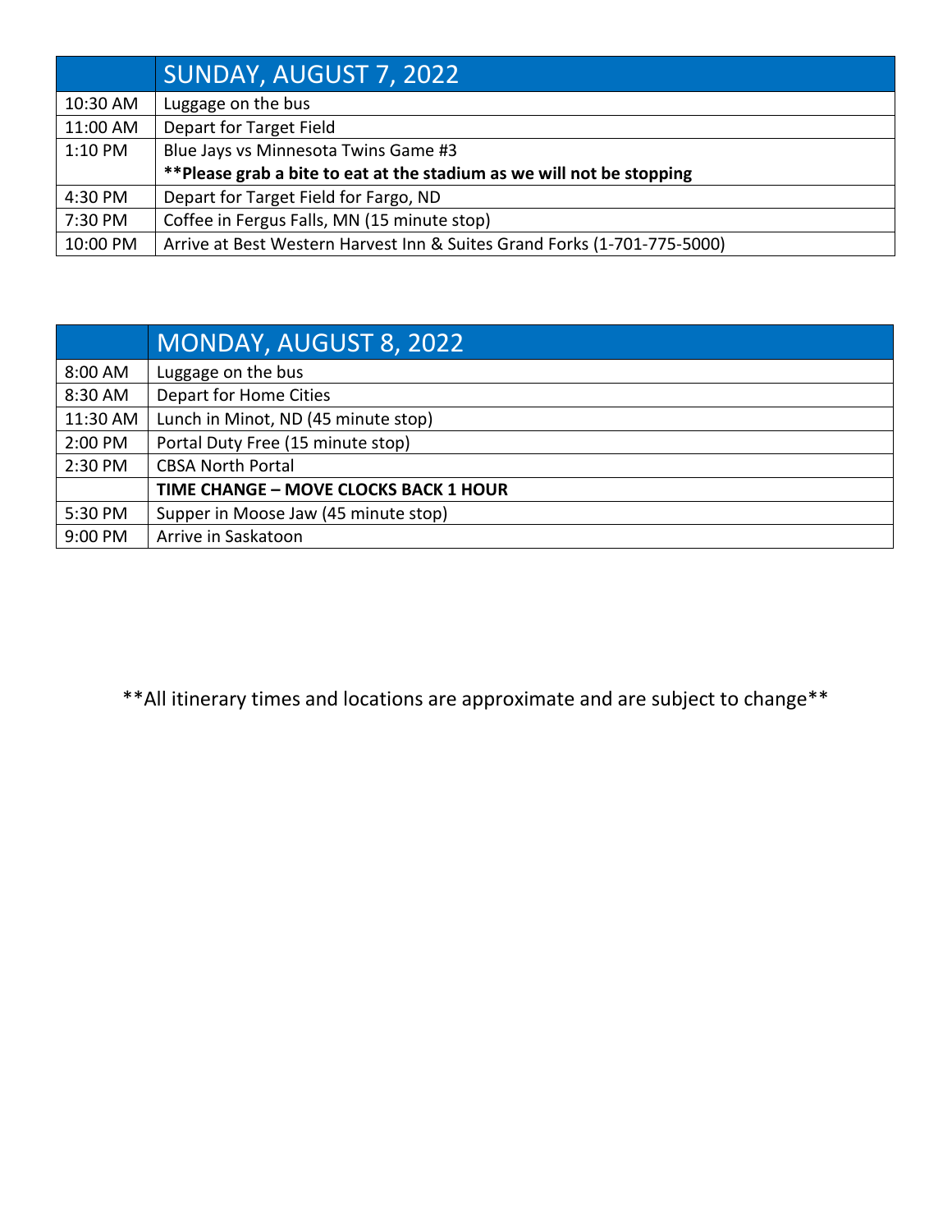| | SUNDAY, AUGUST 7, 2022 |
|---|---|
| 10:30 AM | Luggage on the bus |
| 11:00 AM | Depart for Target Field |
| 1:10 PM | Blue Jays vs Minnesota Twins Game #3 |
| | **\*\*Please grab a bite to eat at the stadium as we will not be stopping** |
| 4:30 PM | Depart for Target Field for Fargo, ND |
| 7:30 PM | Coffee in Fergus Falls, MN (15 minute stop) |
| 10:00 PM | Arrive at Best Western Harvest Inn & Suites Grand Forks (1-701-775-5000) |

| | MONDAY, AUGUST 8, 2022 |
|---|---|
| 8:00 AM | Luggage on the bus |
| 8:30 AM | Depart for Home Cities |
| 11:30 AM | Lunch in Minot, ND (45 minute stop) |
| 2:00 PM | Portal Duty Free (15 minute stop) |
| 2:30 PM | CBSA North Portal |
| | **TIME CHANGE – MOVE CLOCKS BACK 1 HOUR** |
| 5:30 PM | Supper in Moose Jaw (45 minute stop) |
| 9:00 PM | Arrive in Saskatoon |

**All itinerary times and locations are approximate and are subject to change**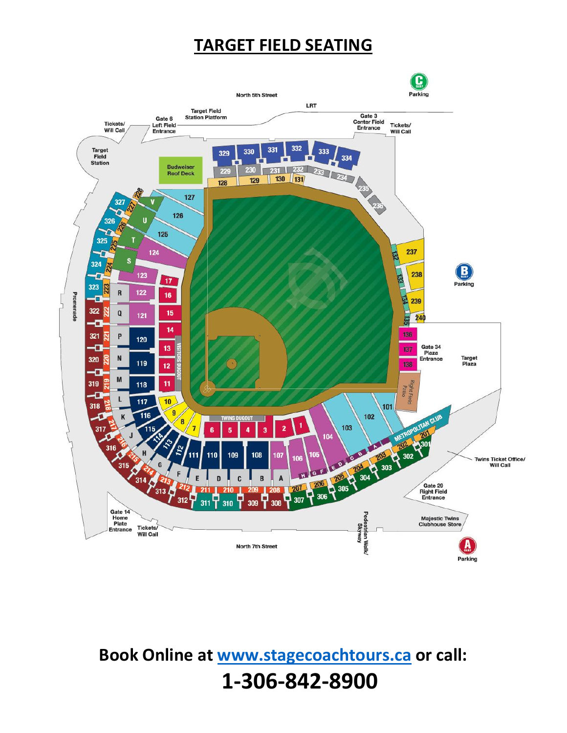# TARGET FIELD SEATING

North 5th Street

LRT

Target Field Station Platform

Gate 6 Left Field Entrance

Tickets/ Will Call

Gate 3 Center Field Entrance

Tickets/ Will Call

Parking

Target Field Station

Budweiser Roof Deck

Promenade

Gate 34 Plaza Entrance

Target Plaza

Right Field Patio

VISITORS DUGOUT

TWINS DUGOUT

METROPOLITAN CLUB

Twins Ticket Office/ Will Call

Gate 29 Right Field Entrance

Majestic Twins Clubhouse Store

Gate 14 Home Plate Entrance

Tickets/ Will Call

Pedestrian Walk/ Skyway

North 7th Street

Parking

Parking

**Book Online at [www.stagecoachtours.ca](http://www.stagecoachtours.ca) or call:**

**1-306-842-8900**